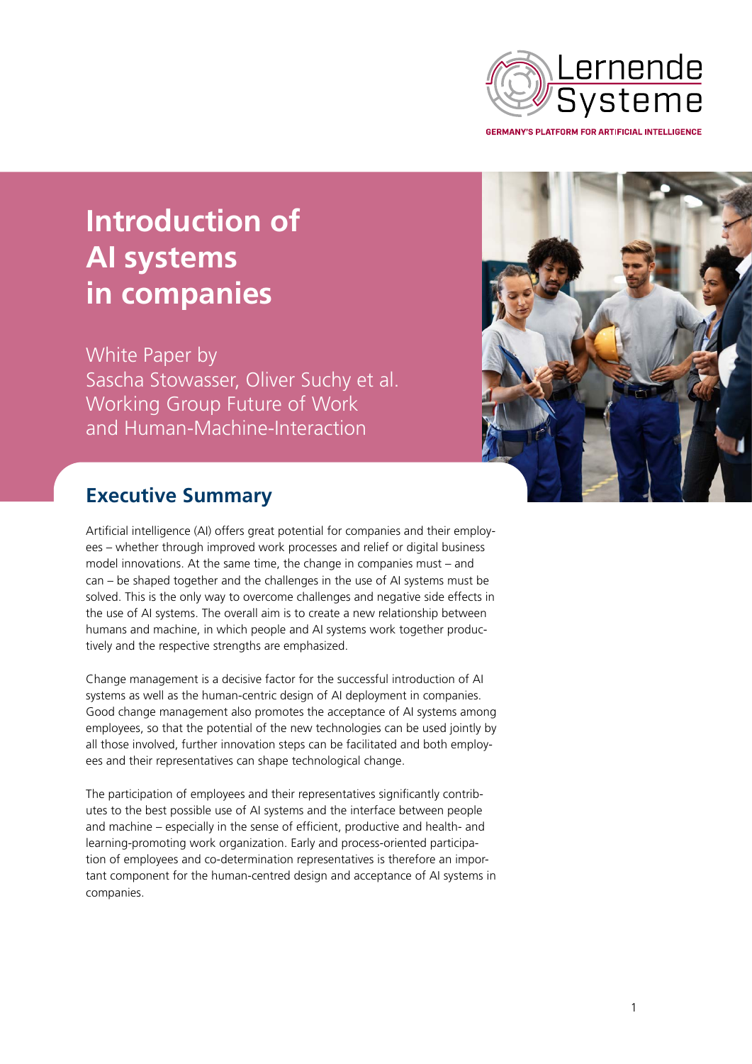Lernende Systeme

GERMANY'S PLATFORM FOR ARTIFICIAL INTELLIGENCE

# Introduction of AI systems in companies

White Paper by
Sascha Stowasser, Oliver Suchy et al.
Working Group Future of Work and Human-Machine-Interaction

## Executive Summary

Artificial intelligence (AI) offers great potential for companies and their employees – whether through improved work processes and relief or digital business model innovations. At the same time, the change in companies must – and can – be shaped together and the challenges in the use of AI systems must be solved. This is the only way to overcome challenges and negative side effects in the use of AI systems. The overall aim is to create a new relationship between humans and machine, in which people and AI systems work together productively and the respective strengths are emphasized.

Change management is a decisive factor for the successful introduction of AI systems as well as the human-centric design of AI deployment in companies. Good change management also promotes the acceptance of AI systems among employees, so that the potential of the new technologies can be used jointly by all those involved, further innovation steps can be facilitated and both employees and their representatives can shape technological change.

The participation of employees and their representatives significantly contributes to the best possible use of AI systems and the interface between people and machine – especially in the sense of efficient, productive and health- and learning-promoting work organization. Early and process-oriented participation of employees and co-determination representatives is therefore an important component for the human-centred design and acceptance of AI systems in companies.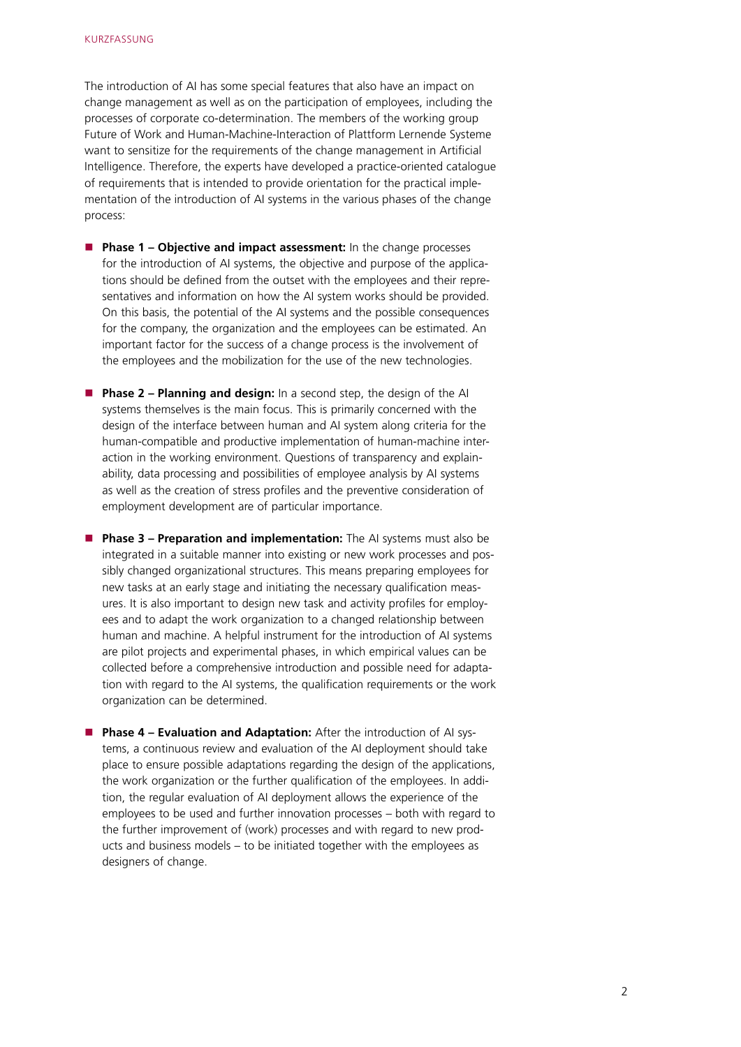The introduction of AI has some special features that also have an impact on change management as well as on the participation of employees, including the processes of corporate co-determination. The members of the working group Future of Work and Human-Machine-Interaction of Plattform Lernende Systeme want to sensitize for the requirements of the change management in Artificial Intelligence. Therefore, the experts have developed a practice-oriented catalogue of requirements that is intended to provide orientation for the practical implementation of the introduction of AI systems in the various phases of the change process:

- **Phase 1 – Objective and impact assessment:** In the change processes for the introduction of AI systems, the objective and purpose of the applications should be defined from the outset with the employees and their representatives and information on how the AI system works should be provided. On this basis, the potential of the AI systems and the possible consequences for the company, the organization and the employees can be estimated. An important factor for the success of a change process is the involvement of the employees and the mobilization for the use of the new technologies.

- **Phase 2 – Planning and design:** In a second step, the design of the AI systems themselves is the main focus. This is primarily concerned with the design of the interface between human and AI system along criteria for the human-compatible and productive implementation of human-machine interaction in the working environment. Questions of transparency and explainability, data processing and possibilities of employee analysis by AI systems as well as the creation of stress profiles and the preventive consideration of employment development are of particular importance.

- **Phase 3 – Preparation and implementation:** The AI systems must also be integrated in a suitable manner into existing or new work processes and possibly changed organizational structures. This means preparing employees for new tasks at an early stage and initiating the necessary qualification measures. It is also important to design new task and activity profiles for employees and to adapt the work organization to a changed relationship between human and machine. A helpful instrument for the introduction of AI systems are pilot projects and experimental phases, in which empirical values can be collected before a comprehensive introduction and possible need for adaptation with regard to the AI systems, the qualification requirements or the work organization can be determined.

- **Phase 4 – Evaluation and Adaptation:** After the introduction of AI systems, a continuous review and evaluation of the AI deployment should take place to ensure possible adaptations regarding the design of the applications, the work organization or the further qualification of the employees. In addition, the regular evaluation of AI deployment allows the experience of the employees to be used and further innovation processes – both with regard to the further improvement of (work) processes and with regard to new products and business models – to be initiated together with the employees as designers of change.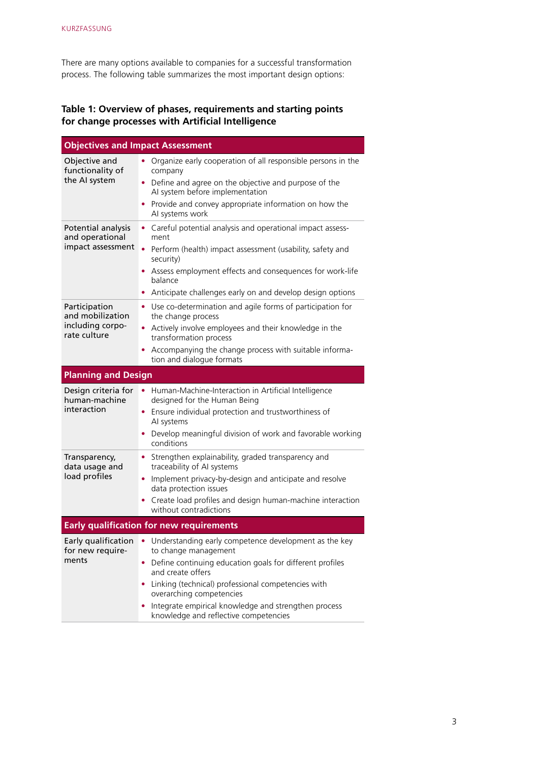There are many options available to companies for a successful transformation process. The following table summarizes the most important design options:

**Table 1: Overview of phases, requirements and starting points for change processes with Artificial Intelligence**

| **Objectives and Impact Assessment** | |
|---|---|
| Objective and functionality of the AI system | • Organize early cooperation of all responsible persons in the company<br>• Define and agree on the objective and purpose of the AI system before implementation<br>• Provide and convey appropriate information on how the AI systems work |
| Potential analysis and operational impact assessment | • Careful potential analysis and operational impact assessment<br>• Perform (health) impact assessment (usability, safety and security)<br>• Assess employment effects and consequences for work-life balance<br>• Anticipate challenges early on and develop design options |
| Participation and mobilization including corporate culture | • Use co-determination and agile forms of participation for the change process<br>• Actively involve employees and their knowledge in the transformation process<br>• Accompanying the change process with suitable information and dialogue formats |
| **Planning and Design** | |
| Design criteria for human-machine interaction | • Human-Machine-Interaction in Artificial Intelligence designed for the Human Being<br>• Ensure individual protection and trustworthiness of AI systems<br>• Develop meaningful division of work and favorable working conditions |
| Transparency, data usage and load profiles | • Strengthen explainability, graded transparency and traceability of AI systems<br>• Implement privacy-by-design and anticipate and resolve data protection issues<br>• Create load profiles and design human-machine interaction without contradictions |
| **Early qualification for new requirements** | |
| Early qualification for new requirements | • Understanding early competence development as the key to change management<br>• Define continuing education goals for different profiles and create offers<br>• Linking (technical) professional competencies with overarching competencies<br>• Integrate empirical knowledge and strengthen process knowledge and reflective competencies |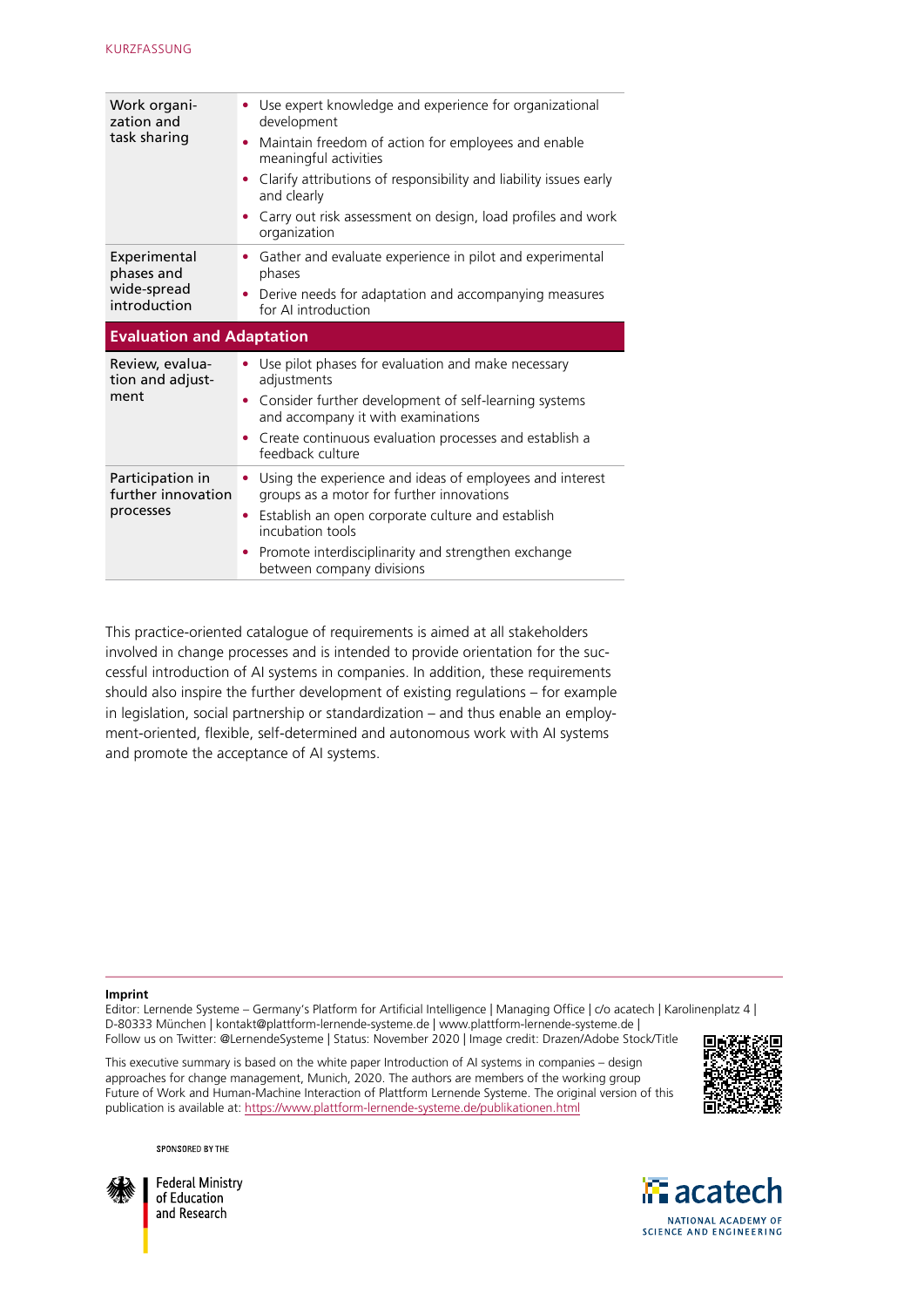| | |
|---|---|
| Work organization and task sharing | • Use expert knowledge and experience for organizational development<br>• Maintain freedom of action for employees and enable meaningful activities<br>• Clarify attributions of responsibility and liability issues early and clearly<br>• Carry out risk assessment on design, load profiles and work organization |
| Experimental phases and wide-spread introduction | • Gather and evaluate experience in pilot and experimental phases<br>• Derive needs for adaptation and accompanying measures for AI introduction |
| **Evaluation and Adaptation** | |
| Review, evaluation and adjustment | • Use pilot phases for evaluation and make necessary adjustments<br>• Consider further development of self-learning systems and accompany it with examinations<br>• Create continuous evaluation processes and establish a feedback culture |
| Participation in further innovation processes | • Using the experience and ideas of employees and interest groups as a motor for further innovations<br>• Establish an open corporate culture and establish incubation tools<br>• Promote interdisciplinarity and strengthen exchange between company divisions |

This practice-oriented catalogue of requirements is aimed at all stakeholders involved in change processes and is intended to provide orientation for the successful introduction of AI systems in companies. In addition, these requirements should also inspire the further development of existing regulations – for example in legislation, social partnership or standardization – and thus enable an employment-oriented, flexible, self-determined and autonomous work with AI systems and promote the acceptance of AI systems.

**Imprint**

Editor: Lernende Systeme – Germany's Platform for Artificial Intelligence | Managing Office | c/o acatech | Karolinenplatz 4 | D-80333 München | kontakt@plattform-lernende-systeme.de | www.plattform-lernende-systeme.de | Follow us on Twitter: @LernendeSysteme | Status: November 2020 | Image credit: Drazen/Adobe Stock/Title

This executive summary is based on the white paper Introduction of AI systems in companies – design approaches for change management, Munich, 2020. The authors are members of the working group Future of Work and Human-Machine Interaction of Plattform Lernende Systeme. The original version of this publication is available at: https://www.plattform-lernende-systeme.de/publikationen.html

SPONSORED BY THE

Federal Ministry of Education and Research

acatech

NATIONAL ACADEMY OF SCIENCE AND ENGINEERING